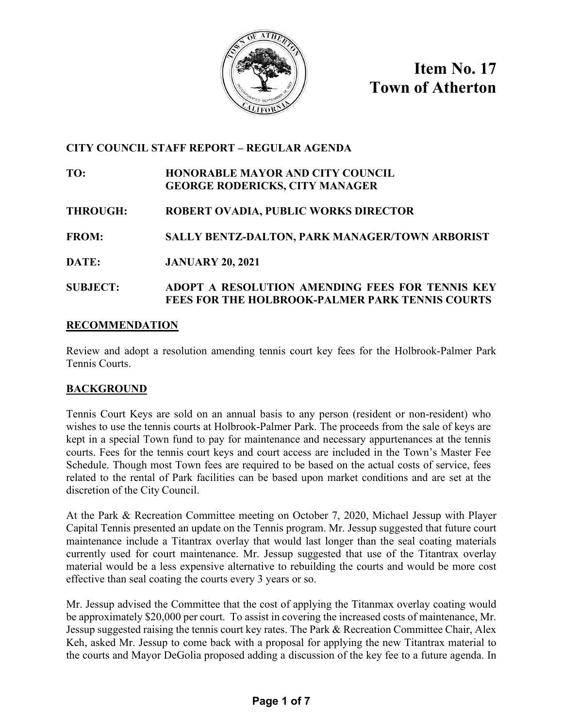# Item No. 17
# Town of Atherton

**CITY COUNCIL STAFF REPORT – REGULAR AGENDA**

**TO:** HONORABLE MAYOR AND CITY COUNCIL
GEORGE RODERICKS, CITY MANAGER

**THROUGH:** ROBERT OVADIA, PUBLIC WORKS DIRECTOR

**FROM:** SALLY BENTZ-DALTON, PARK MANAGER/TOWN ARBORIST

**DATE:** JANUARY 20, 2021

**SUBJECT:** ADOPT A RESOLUTION AMENDING FEES FOR TENNIS KEY FEES FOR THE HOLBROOK-PALMER PARK TENNIS COURTS

## RECOMMENDATION

Review and adopt a resolution amending tennis court key fees for the Holbrook-Palmer Park Tennis Courts.

## BACKGROUND

Tennis Court Keys are sold on an annual basis to any person (resident or non-resident) who wishes to use the tennis courts at Holbrook-Palmer Park. The proceeds from the sale of keys are kept in a special Town fund to pay for maintenance and necessary appurtenances at the tennis courts. Fees for the tennis court keys and court access are included in the Town's Master Fee Schedule. Though most Town fees are required to be based on the actual costs of service, fees related to the rental of Park facilities can be based upon market conditions and are set at the discretion of the City Council.

At the Park & Recreation Committee meeting on October 7, 2020, Michael Jessup with Player Capital Tennis presented an update on the Tennis program. Mr. Jessup suggested that future court maintenance include a Titantrax overlay that would last longer than the seal coating materials currently used for court maintenance. Mr. Jessup suggested that use of the Titantrax overlay material would be a less expensive alternative to rebuilding the courts and would be more cost effective than seal coating the courts every 3 years or so.

Mr. Jessup advised the Committee that the cost of applying the Titanmax overlay coating would be approximately $20,000 per court. To assist in covering the increased costs of maintenance, Mr. Jessup suggested raising the tennis court key rates. The Park & Recreation Committee Chair, Alex Keh, asked Mr. Jessup to come back with a proposal for applying the new Titantrax material to the courts and Mayor DeGolia proposed adding a discussion of the key fee to a future agenda. In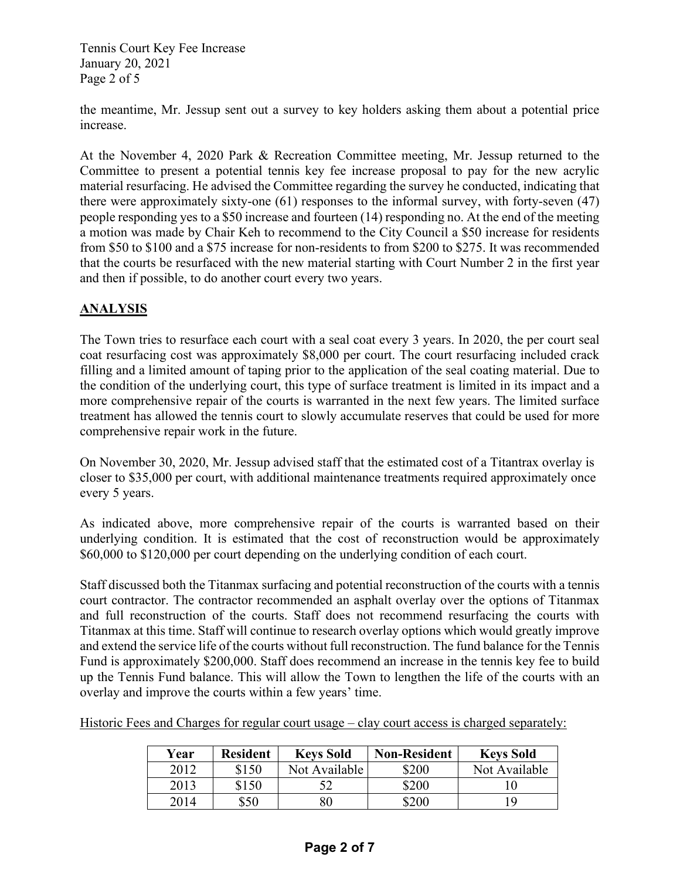the meantime, Mr. Jessup sent out a survey to key holders asking them about a potential price increase.

At the November 4, 2020 Park & Recreation Committee meeting, Mr. Jessup returned to the Committee to present a potential tennis key fee increase proposal to pay for the new acrylic material resurfacing. He advised the Committee regarding the survey he conducted, indicating that there were approximately sixty-one (61) responses to the informal survey, with forty-seven (47) people responding yes to a $50 increase and fourteen (14) responding no. At the end of the meeting a motion was made by Chair Keh to recommend to the City Council a $50 increase for residents from $50 to $100 and a $75 increase for non-residents to from $200 to $275. It was recommended that the courts be resurfaced with the new material starting with Court Number 2 in the first year and then if possible, to do another court every two years.

## ANALYSIS

The Town tries to resurface each court with a seal coat every 3 years. In 2020, the per court seal coat resurfacing cost was approximately $8,000 per court. The court resurfacing included crack filling and a limited amount of taping prior to the application of the seal coating material. Due to the condition of the underlying court, this type of surface treatment is limited in its impact and a more comprehensive repair of the courts is warranted in the next few years. The limited surface treatment has allowed the tennis court to slowly accumulate reserves that could be used for more comprehensive repair work in the future.

On November 30, 2020, Mr. Jessup advised staff that the estimated cost of a Titantrax overlay is closer to $35,000 per court, with additional maintenance treatments required approximately once every 5 years.

As indicated above, more comprehensive repair of the courts is warranted based on their underlying condition. It is estimated that the cost of reconstruction would be approximately $60,000 to $120,000 per court depending on the underlying condition of each court.

Staff discussed both the Titanmax surfacing and potential reconstruction of the courts with a tennis court contractor. The contractor recommended an asphalt overlay over the options of Titanmax and full reconstruction of the courts. Staff does not recommend resurfacing the courts with Titanmax at this time. Staff will continue to research overlay options which would greatly improve and extend the service life of the courts without full reconstruction. The fund balance for the Tennis Fund is approximately $200,000. Staff does recommend an increase in the tennis key fee to build up the Tennis Fund balance. This will allow the Town to lengthen the life of the courts with an overlay and improve the courts within a few years' time.

Historic Fees and Charges for regular court usage – clay court access is charged separately:

| Year | Resident | Keys Sold | Non-Resident | Keys Sold |
|---|---|---|---|---|
| 2012 | $150 | Not Available | $200 | Not Available |
| 2013 | $150 | 52 | $200 | 10 |
| 2014 | $50 | 80 | $200 | 19 |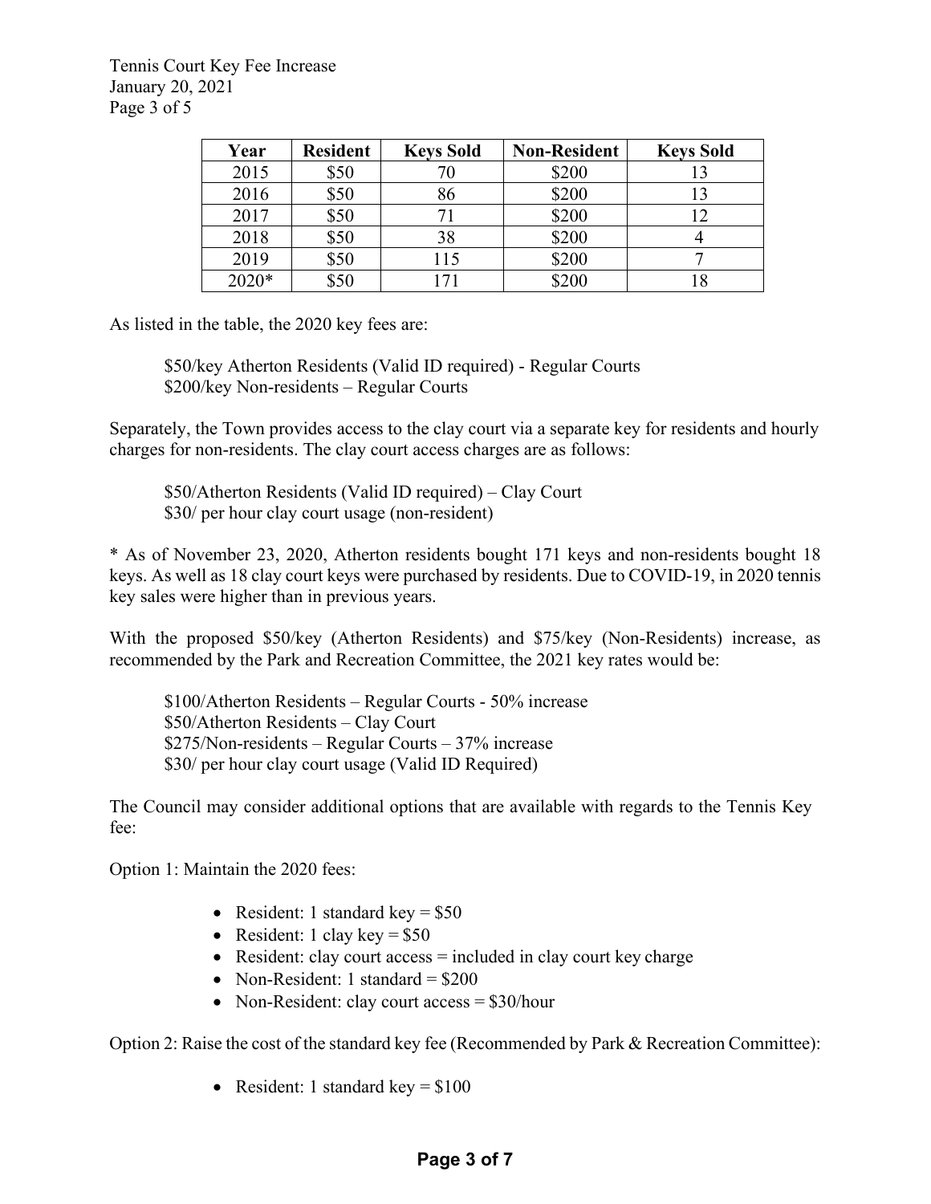| Year | Resident | Keys Sold | Non-Resident | Keys Sold |
|---|---|---|---|---|
| 2015 | $50 | 70 | $200 | 13 |
| 2016 | $50 | 86 | $200 | 13 |
| 2017 | $50 | 71 | $200 | 12 |
| 2018 | $50 | 38 | $200 | 4 |
| 2019 | $50 | 115 | $200 | 7 |
| 2020* | $50 | 171 | $200 | 18 |

As listed in the table, the 2020 key fees are:

> $50/key Atherton Residents (Valid ID required) - Regular Courts
> $200/key Non-residents – Regular Courts

Separately, the Town provides access to the clay court via a separate key for residents and hourly charges for non-residents. The clay court access charges are as follows:

> $50/Atherton Residents (Valid ID required) – Clay Court
> $30/ per hour clay court usage (non-resident)

* As of November 23, 2020, Atherton residents bought 171 keys and non-residents bought 18 keys. As well as 18 clay court keys were purchased by residents. Due to COVID-19, in 2020 tennis key sales were higher than in previous years.

With the proposed $50/key (Atherton Residents) and $75/key (Non-Residents) increase, as recommended by the Park and Recreation Committee, the 2021 key rates would be:

> $100/Atherton Residents – Regular Courts - 50% increase
> $50/Atherton Residents – Clay Court
> $275/Non-residents – Regular Courts – 37% increase
> $30/ per hour clay court usage (Valid ID Required)

The Council may consider additional options that are available with regards to the Tennis Key fee:

Option 1: Maintain the 2020 fees:

- Resident: 1 standard key = $50
- Resident: 1 clay key = $50
- Resident: clay court access = included in clay court key charge
- Non-Resident: 1 standard = $200
- Non-Resident: clay court access = $30/hour

Option 2: Raise the cost of the standard key fee (Recommended by Park & Recreation Committee):

- Resident: 1 standard key = $100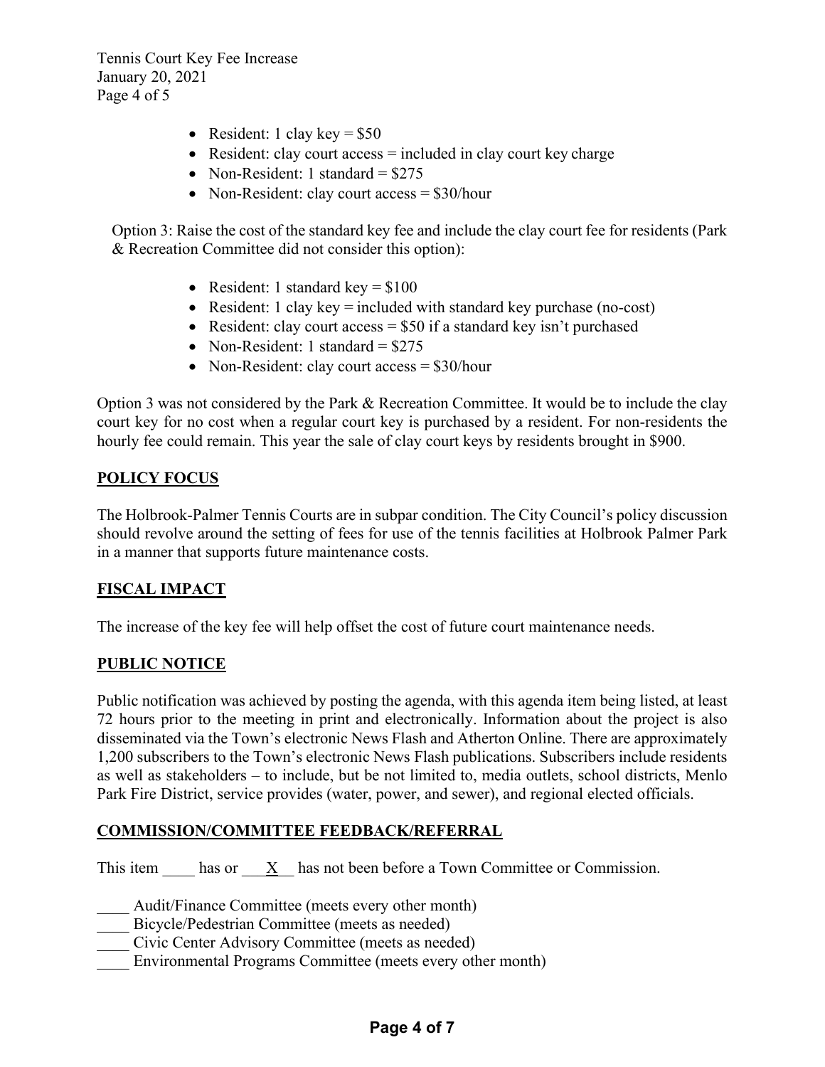- Resident: 1 clay key = $50
- Resident: clay court access = included in clay court key charge
- Non-Resident: 1 standard = $275
- Non-Resident: clay court access = $30/hour

Option 3: Raise the cost of the standard key fee and include the clay court fee for residents (Park & Recreation Committee did not consider this option):

- Resident: 1 standard key = $100
- Resident: 1 clay key = included with standard key purchase (no-cost)
- Resident: clay court access = $50 if a standard key isn't purchased
- Non-Resident: 1 standard = $275
- Non-Resident: clay court access = $30/hour

Option 3 was not considered by the Park & Recreation Committee. It would be to include the clay court key for no cost when a regular court key is purchased by a resident. For non-residents the hourly fee could remain. This year the sale of clay court keys by residents brought in $900.

## POLICY FOCUS

The Holbrook-Palmer Tennis Courts are in subpar condition. The City Council's policy discussion should revolve around the setting of fees for use of the tennis facilities at Holbrook Palmer Park in a manner that supports future maintenance costs.

## FISCAL IMPACT

The increase of the key fee will help offset the cost of future court maintenance needs.

## PUBLIC NOTICE

Public notification was achieved by posting the agenda, with this agenda item being listed, at least 72 hours prior to the meeting in print and electronically. Information about the project is also disseminated via the Town's electronic News Flash and Atherton Online. There are approximately 1,200 subscribers to the Town's electronic News Flash publications. Subscribers include residents as well as stakeholders – to include, but be not limited to, media outlets, school districts, Menlo Park Fire District, service provides (water, power, and sewer), and regional elected officials.

## COMMISSION/COMMITTEE FEEDBACK/REFERRAL

This item ____ has or __X__ has not been before a Town Committee or Commission.

____ Audit/Finance Committee (meets every other month)
____ Bicycle/Pedestrian Committee (meets as needed)
____ Civic Center Advisory Committee (meets as needed)
____ Environmental Programs Committee (meets every other month)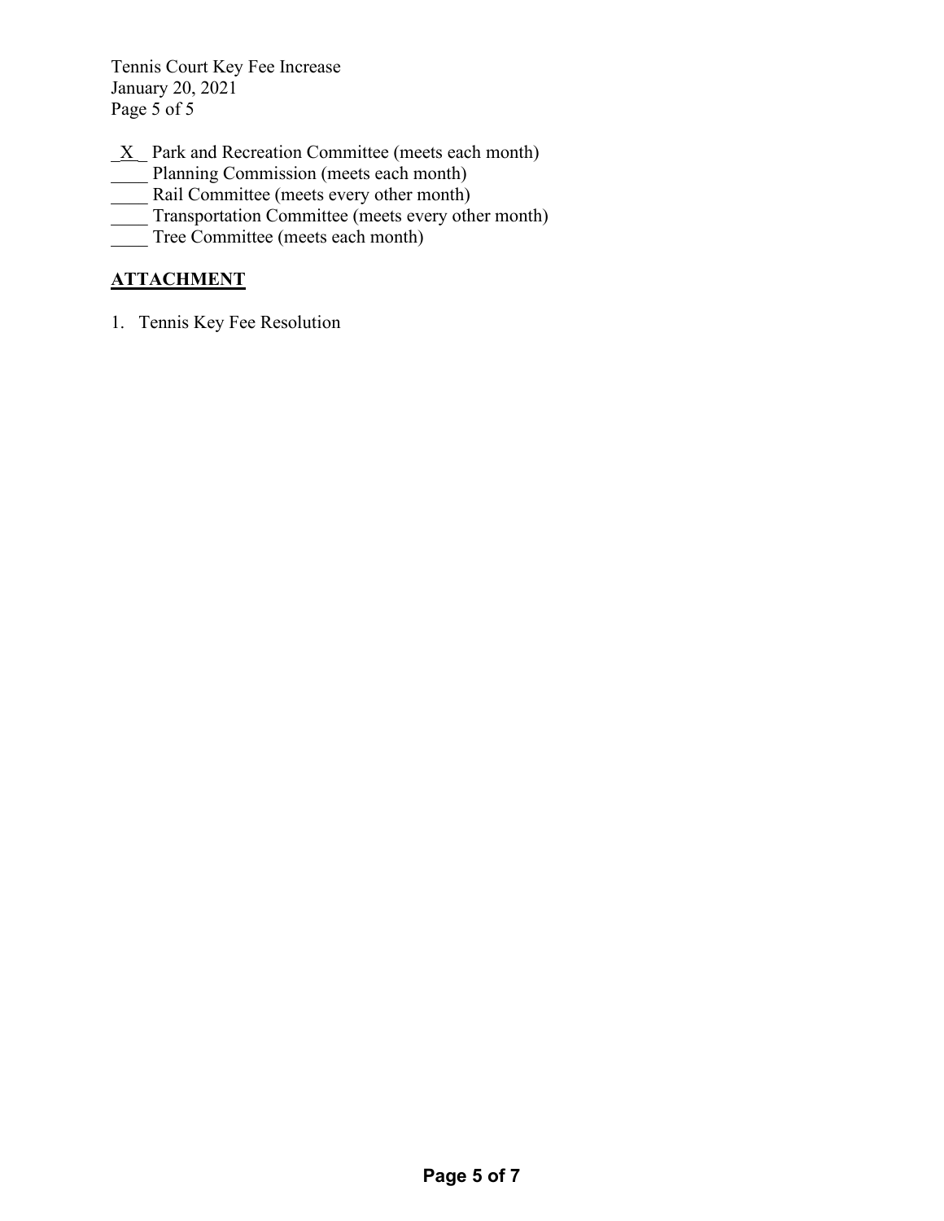_X_ Park and Recreation Committee (meets each month)
____ Planning Commission (meets each month)
____ Rail Committee (meets every other month)
____ Transportation Committee (meets every other month)
____ Tree Committee (meets each month)

## ATTACHMENT

1. Tennis Key Fee Resolution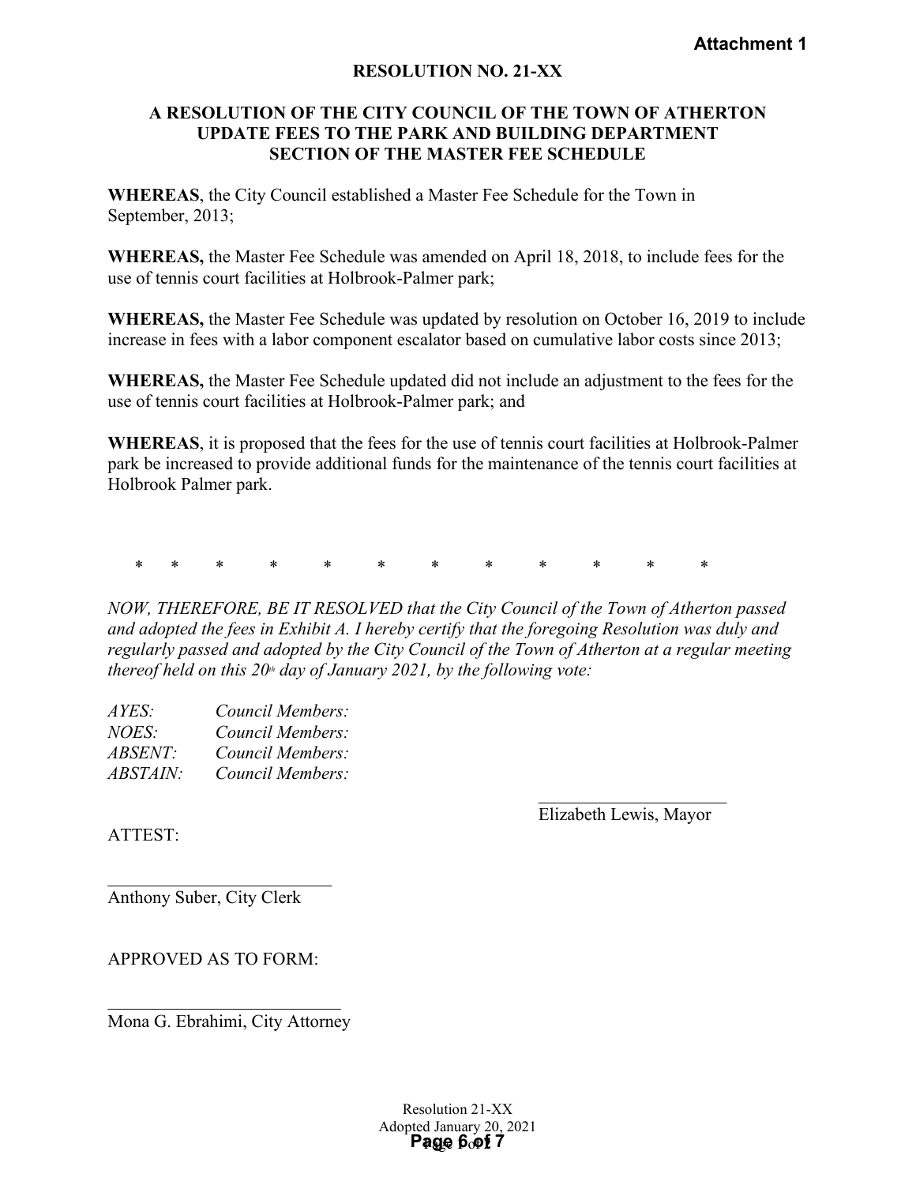**Attachment 1**

**RESOLUTION NO. 21-XX**

**A RESOLUTION OF THE CITY COUNCIL OF THE TOWN OF ATHERTON UPDATE FEES TO THE PARK AND BUILDING DEPARTMENT SECTION OF THE MASTER FEE SCHEDULE**

**WHEREAS**, the City Council established a Master Fee Schedule for the Town in September, 2013;

**WHEREAS,** the Master Fee Schedule was amended on April 18, 2018, to include fees for the use of tennis court facilities at Holbrook-Palmer park;

**WHEREAS,** the Master Fee Schedule was updated by resolution on October 16, 2019 to include increase in fees with a labor component escalator based on cumulative labor costs since 2013;

**WHEREAS,** the Master Fee Schedule updated did not include an adjustment to the fees for the use of tennis court facilities at Holbrook-Palmer park; and

**WHEREAS**, it is proposed that the fees for the use of tennis court facilities at Holbrook-Palmer park be increased to provide additional funds for the maintenance of the tennis court facilities at Holbrook Palmer park.

\* \* \* \* \* \* \* \* \* \* \* \*

*NOW, THEREFORE, BE IT RESOLVED that the City Council of the Town of Atherton passed and adopted the fees in Exhibit A. I hereby certify that the foregoing Resolution was duly and regularly passed and adopted by the City Council of the Town of Atherton at a regular meeting thereof held on this 20th day of January 2021, by the following vote:*

*AYES:* *Council Members:*
*NOES:* *Council Members:*
*ABSENT:* *Council Members:*
*ABSTAIN:* *Council Members:*

\_\_\_\_\_\_\_\_\_\_\_\_\_\_\_\_\_\_\_\_\_\_
Elizabeth Lewis, Mayor

ATTEST:

\_\_\_\_\_\_\_\_\_\_\_\_\_\_\_\_\_\_\_\_\_\_\_\_\_\_
Anthony Suber, City Clerk

APPROVED AS TO FORM:

\_\_\_\_\_\_\_\_\_\_\_\_\_\_\_\_\_\_\_\_\_\_\_\_\_\_
Mona G. Ebrahimi, City Attorney

Resolution 21-XX
Adopted January 20, 2021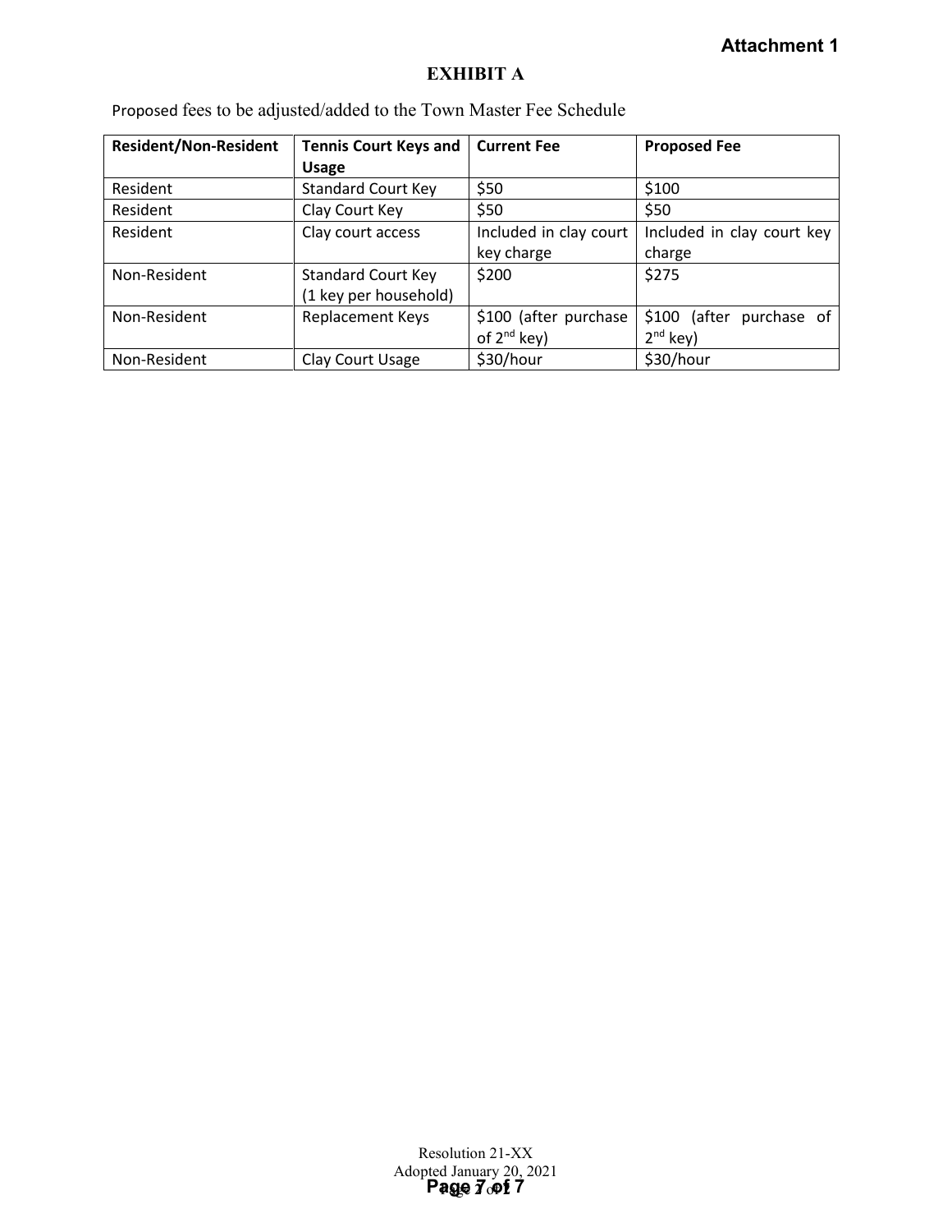Attachment 1

# EXHIBIT A

Proposed fees to be adjusted/added to the Town Master Fee Schedule

| Resident/Non-Resident | Tennis Court Keys and Usage | Current Fee | Proposed Fee |
|---|---|---|---|
| Resident | Standard Court Key | $50 | $100 |
| Resident | Clay Court Key | $50 | $50 |
| Resident | Clay court access | Included in clay court key charge | Included in clay court key charge |
| Non-Resident | Standard Court Key (1 key per household) | $200 | $275 |
| Non-Resident | Replacement Keys | $100 (after purchase of 2nd key) | $100 (after purchase of 2nd key) |
| Non-Resident | Clay Court Usage | $30/hour | $30/hour |

Resolution 21-XX
Adopted January 20, 2021